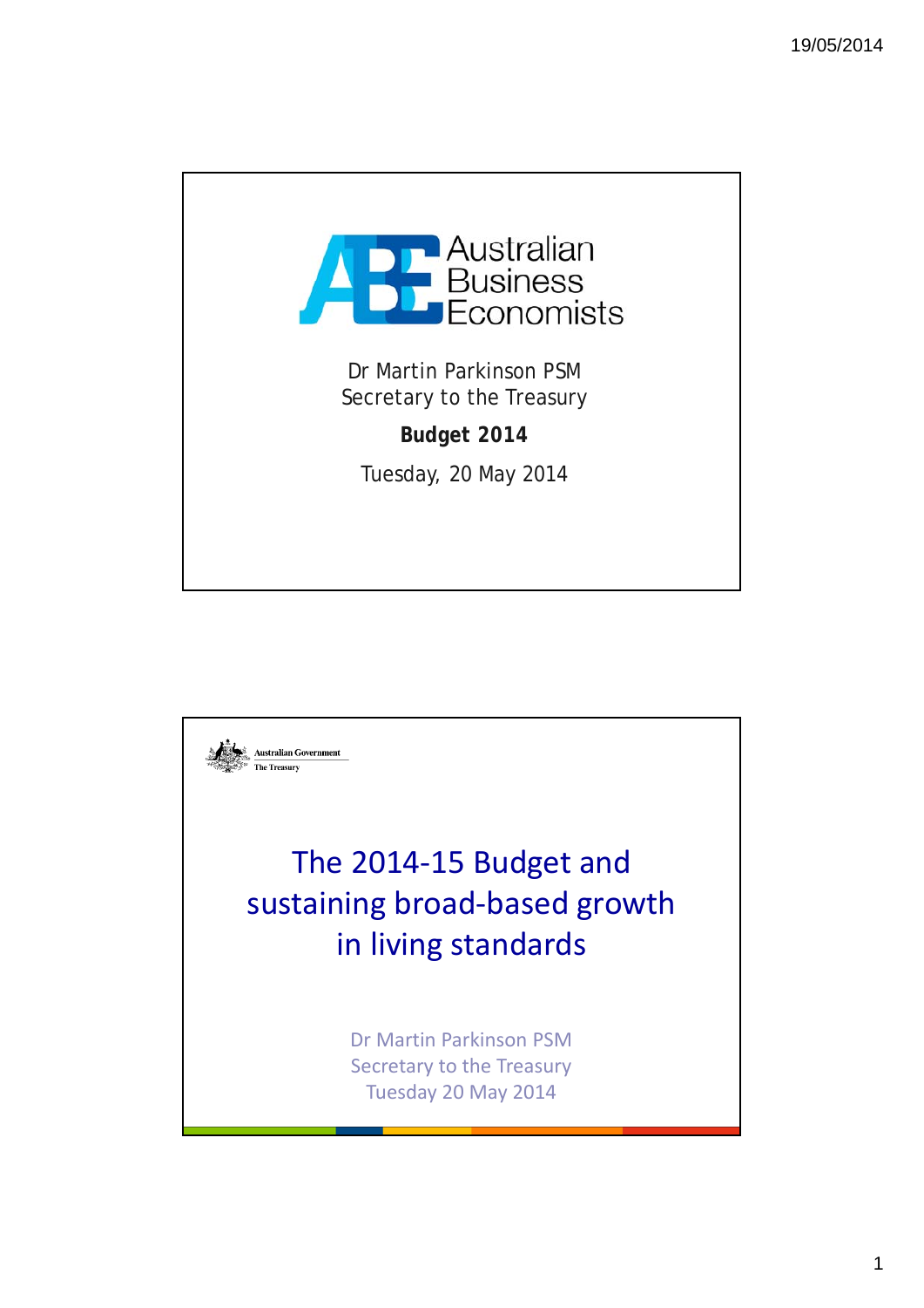Australian Business Economists

Dr Martin Parkinson PSM
Secretary to the Treasury

**Budget 2014**

Tuesday, 20 May 2014

Australian Government
The Treasury

# The 2014-15 Budget and sustaining broad-based growth in living standards

Dr Martin Parkinson PSM
Secretary to the Treasury
Tuesday 20 May 2014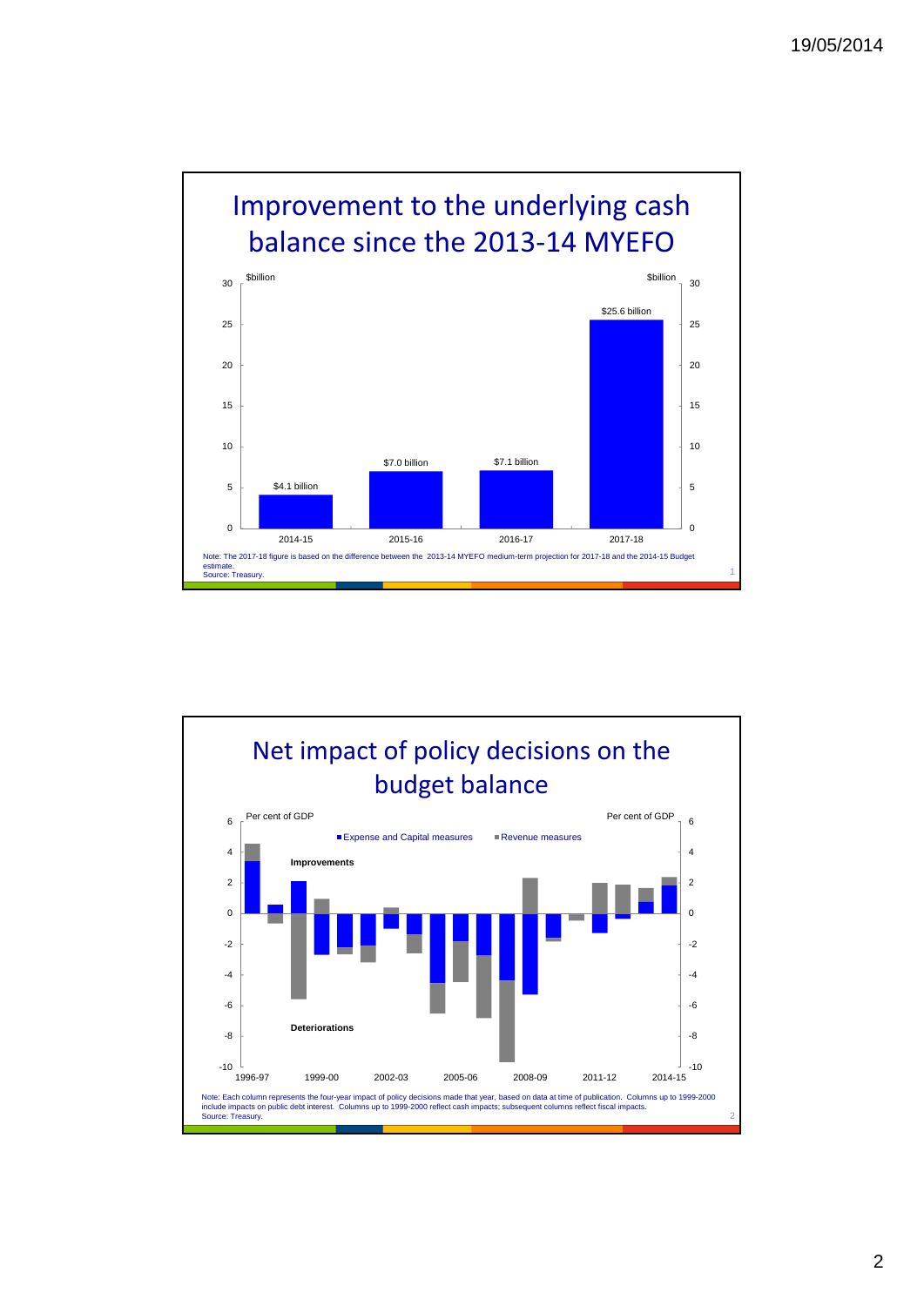## Improvement to the underlying cash balance since the 2013-14 MYEFO

$billion

| Year | $billion |
|---|---|
| 2014-15 | $4.1 billion |
| 2015-16 | $7.0 billion |
| 2016-17 | $7.1 billion |
| 2017-18 | $25.6 billion |

Note: The 2017-18 figure is based on the difference between the 2013-14 MYEFO medium-term projection for 2017-18 and the 2014-15 Budget estimate.
Source: Treasury.

## Net impact of policy decisions on the budget balance

Per cent of GDP

■ Expense and Capital measures ■ Revenue measures

Improvements

Deteriorations

Note: Each column represents the four-year impact of policy decisions made that year, based on data at time of publication. Columns up to 1999-2000 include impacts on public debt interest. Columns up to 1999-2000 reflect cash impacts; subsequent columns reflect fiscal impacts.
Source: Treasury.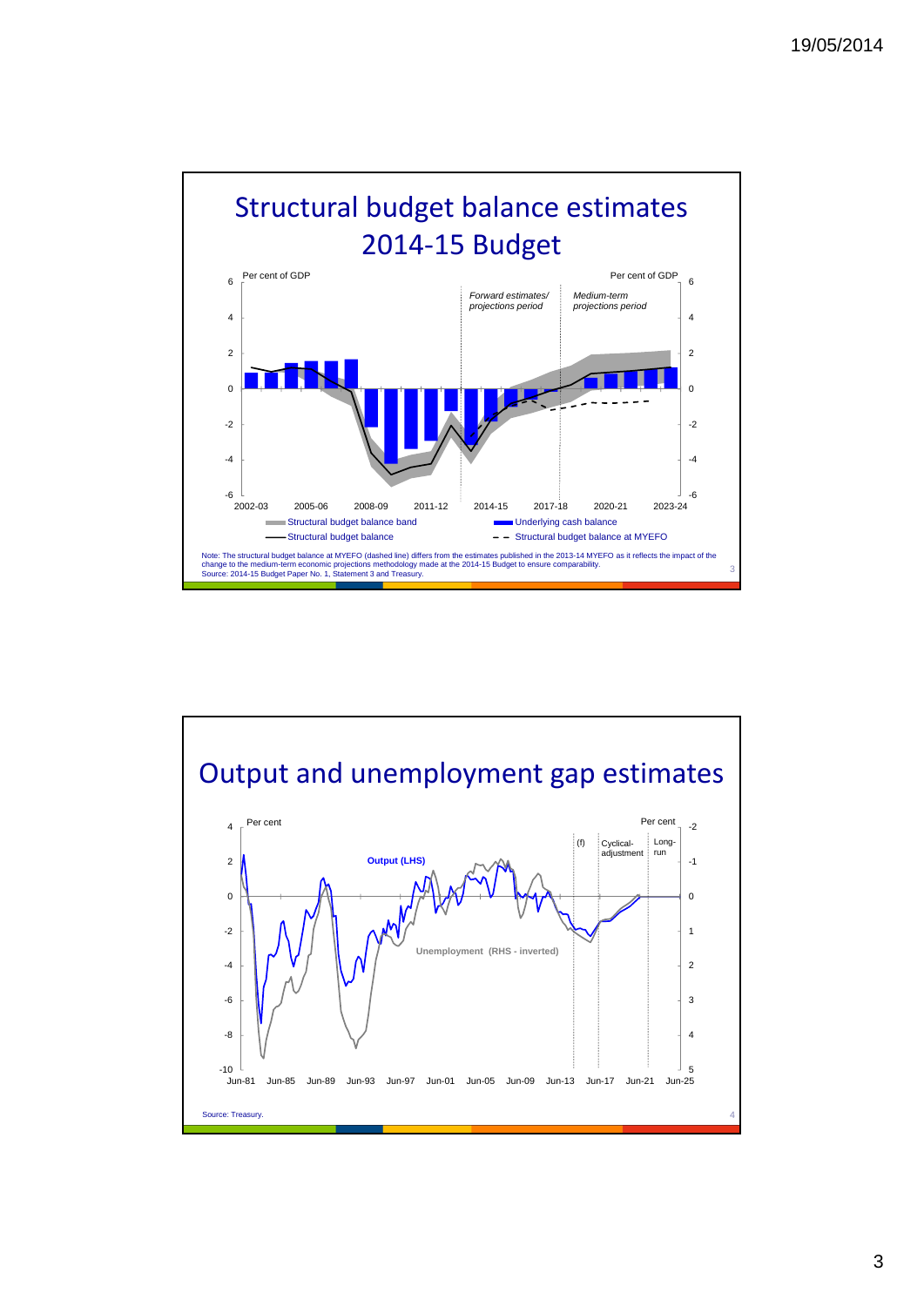## Structural budget balance estimates 2014-15 Budget

Per cent of GDP | Per cent of GDP

*Forward estimates/ projections period* | *Medium-term projections period*

- Structural budget balance band
- Underlying cash balance
- Structural budget balance
- Structural budget balance at MYEFO

Note: The structural budget balance at MYEFO (dashed line) differs from the estimates published in the 2013-14 MYEFO as it reflects the impact of the change to the medium-term economic projections methodology made at the 2014-15 Budget to ensure comparability.
Source: 2014-15 Budget Paper No. 1, Statement 3 and Treasury.

## Output and unemployment gap estimates

Per cent | Per cent

**Output (LHS)**

**Unemployment (RHS - inverted)**

(f) | Cyclical-adjustment | Long-run

Source: Treasury.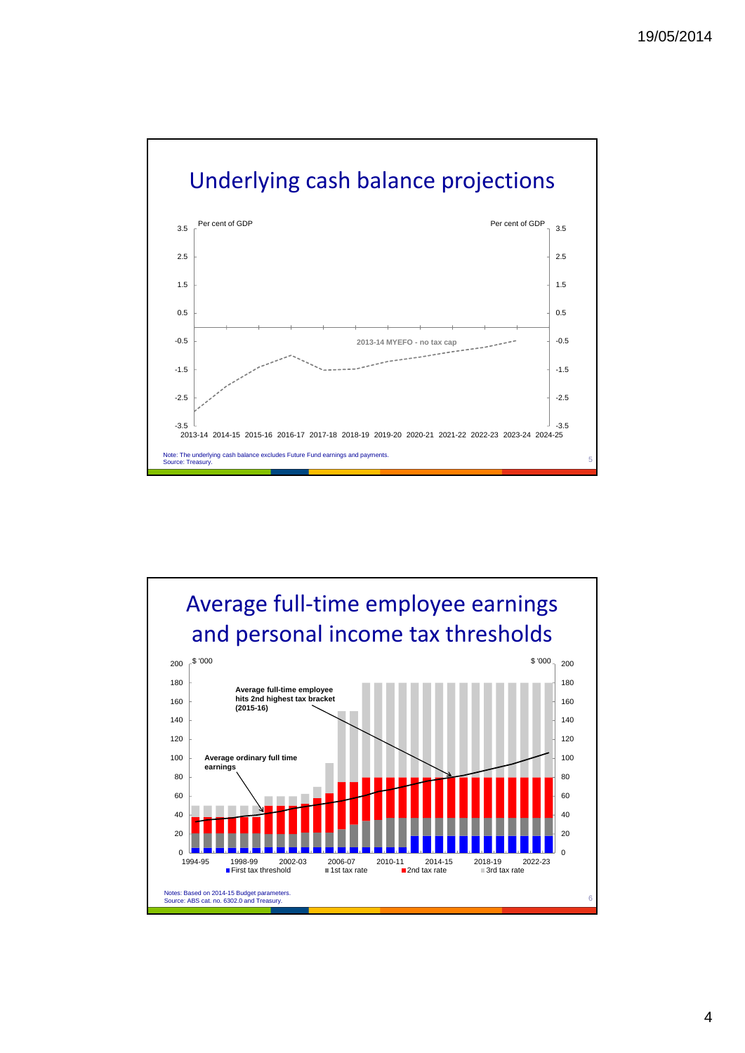## Underlying cash balance projections

Per cent of GDP

2013-14 MYEFO - no tax cap

2013-14 2014-15 2015-16 2016-17 2017-18 2018-19 2019-20 2020-21 2021-22 2022-23 2023-24 2024-25

Note: The underlying cash balance excludes Future Fund earnings and payments.
Source: Treasury.

## Average full-time employee earnings and personal income tax thresholds

$ '000

Average full-time employee hits 2nd highest tax bracket (2015-16)

Average ordinary full time earnings

1994-95 1998-99 2002-03 2006-07 2010-11 2014-15 2018-19 2022-23

First tax threshold | 1st tax rate | 2nd tax rate | 3rd tax rate

Notes: Based on 2014-15 Budget parameters.
Source: ABS cat. no. 6302.0 and Treasury.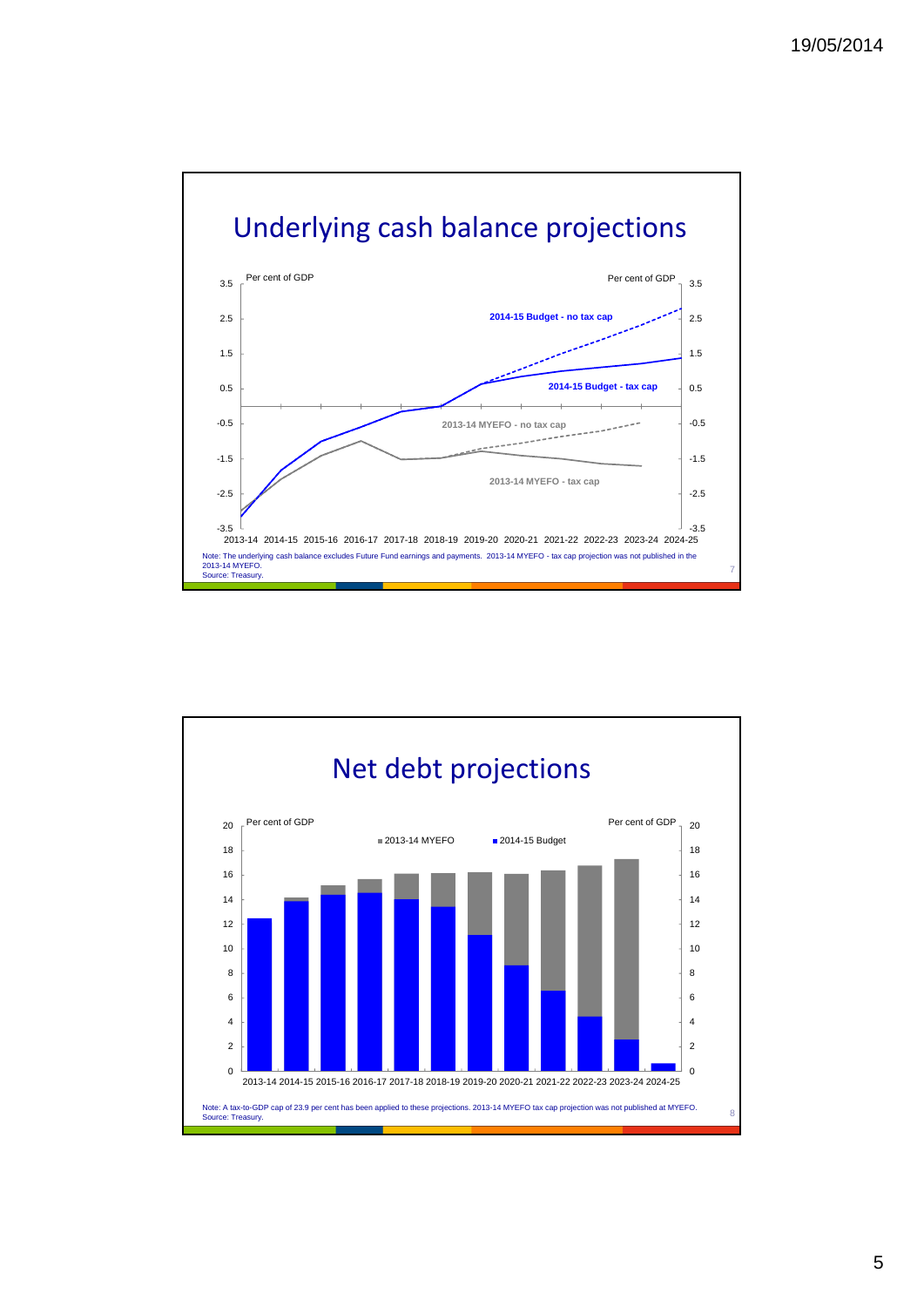## Underlying cash balance projections

Per cent of GDP

2014-15 Budget - no tax cap

2014-15 Budget - tax cap

2013-14 MYEFO - no tax cap

2013-14 MYEFO - tax cap

2013-14 2014-15 2015-16 2016-17 2017-18 2018-19 2019-20 2020-21 2021-22 2022-23 2023-24 2024-25

Note: The underlying cash balance excludes Future Fund earnings and payments. 2013-14 MYEFO - tax cap projection was not published in the 2013-14 MYEFO.
Source: Treasury.

## Net debt projections

Per cent of GDP

2013-14 MYEFO ■ 2014-15 Budget

2013-14 2014-15 2015-16 2016-17 2017-18 2018-19 2019-20 2020-21 2021-22 2022-23 2023-24 2024-25

Note: A tax-to-GDP cap of 23.9 per cent has been applied to these projections. 2013-14 MYEFO tax cap projection was not published at MYEFO.
Source: Treasury.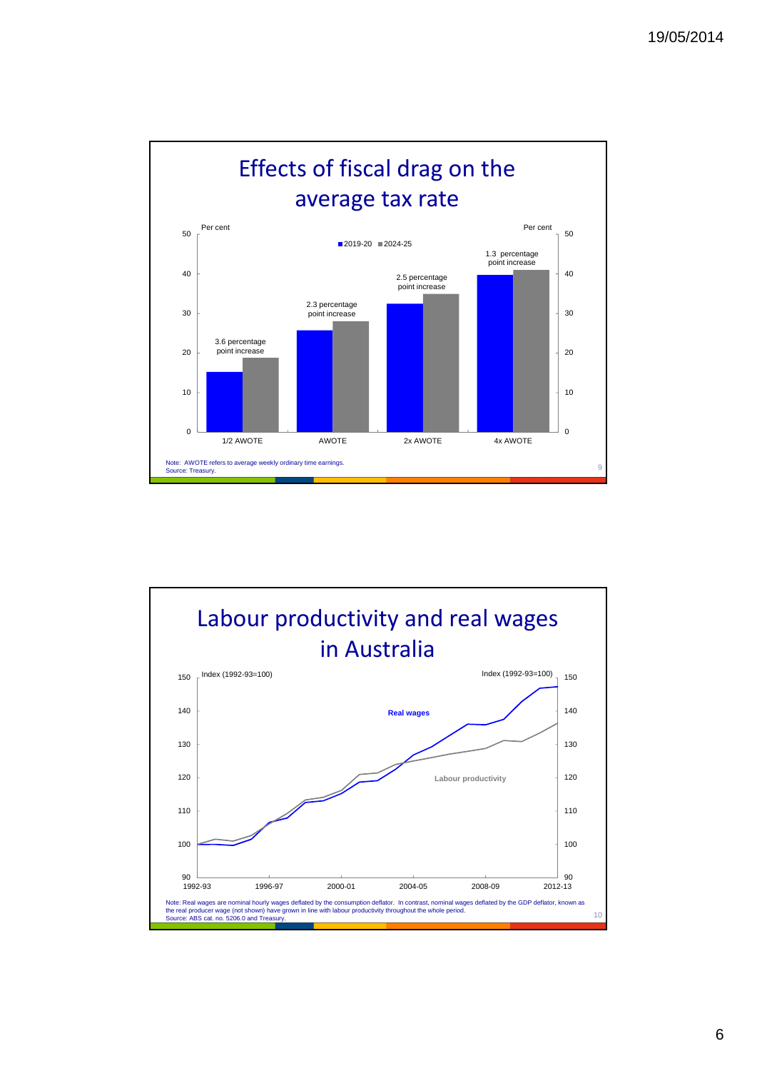## Effects of fiscal drag on the average tax rate

Per cent

■ 2019-20 ■ 2024-25

| | 2019-20 | 2024-25 | Change |
|---|---|---|---|
| 1/2 AWOTE | | | 3.6 percentage point increase |
| AWOTE | | | 2.3 percentage point increase |
| 2x AWOTE | | | 2.5 percentage point increase |
| 4x AWOTE | | | 1.3 percentage point increase |

Note: AWOTE refers to average weekly ordinary time earnings.
Source: Treasury.

## Labour productivity and real wages in Australia

Index (1992-93=100)

Real wages

Labour productivity

Note: Real wages are nominal hourly wages deflated by the consumption deflator. In contrast, nominal wages deflated by the GDP deflator, known as the real producer wage (not shown) have grown in line with labour productivity throughout the whole period.
Source: ABS cat. no. 5206.0 and Treasury.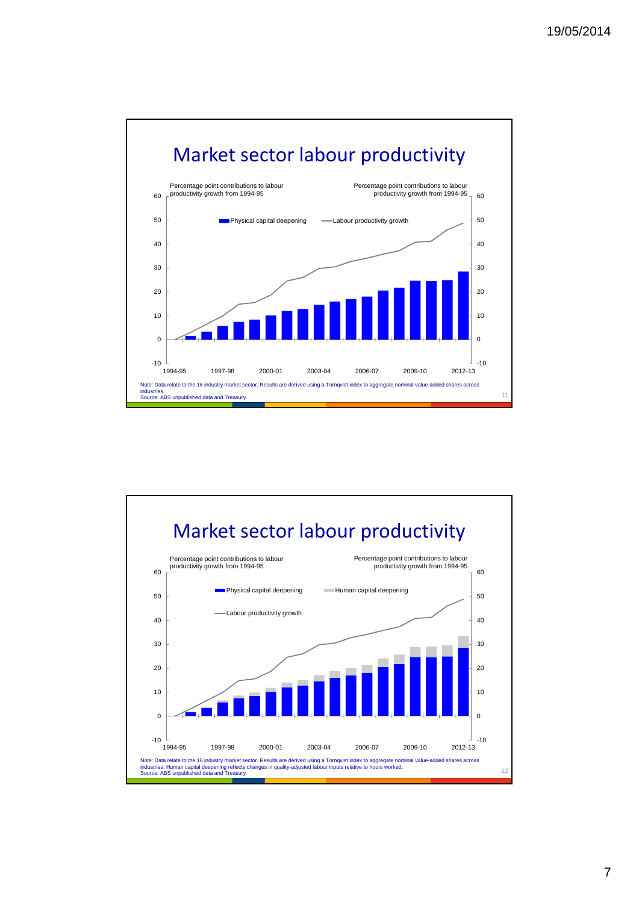## Market sector labour productivity

Percentage point contributions to labour productivity growth from 1994-95

Percentage point contributions to labour productivity growth from 1994-95

Physical capital deepening — Labour productivity growth

Note: Data relate to the 16 industry market sector. Results are derived using a Tornqvist index to aggregate nominal value-added shares across industries.
Source: ABS unpublished data and Treasury.

## Market sector labour productivity

Percentage point contributions to labour productivity growth from 1994-95

Percentage point contributions to labour productivity growth from 1994-95

Physical capital deepening — Human capital deepening — Labour productivity growth

Note: Data relate to the 16 industry market sector. Results are derived using a Tornqvist index to aggregate nominal value-added shares across industries. Human capital deepening reflects changes in quality-adjusted labour inputs relative to hours worked.
Source: ABS unpublished data and Treasury.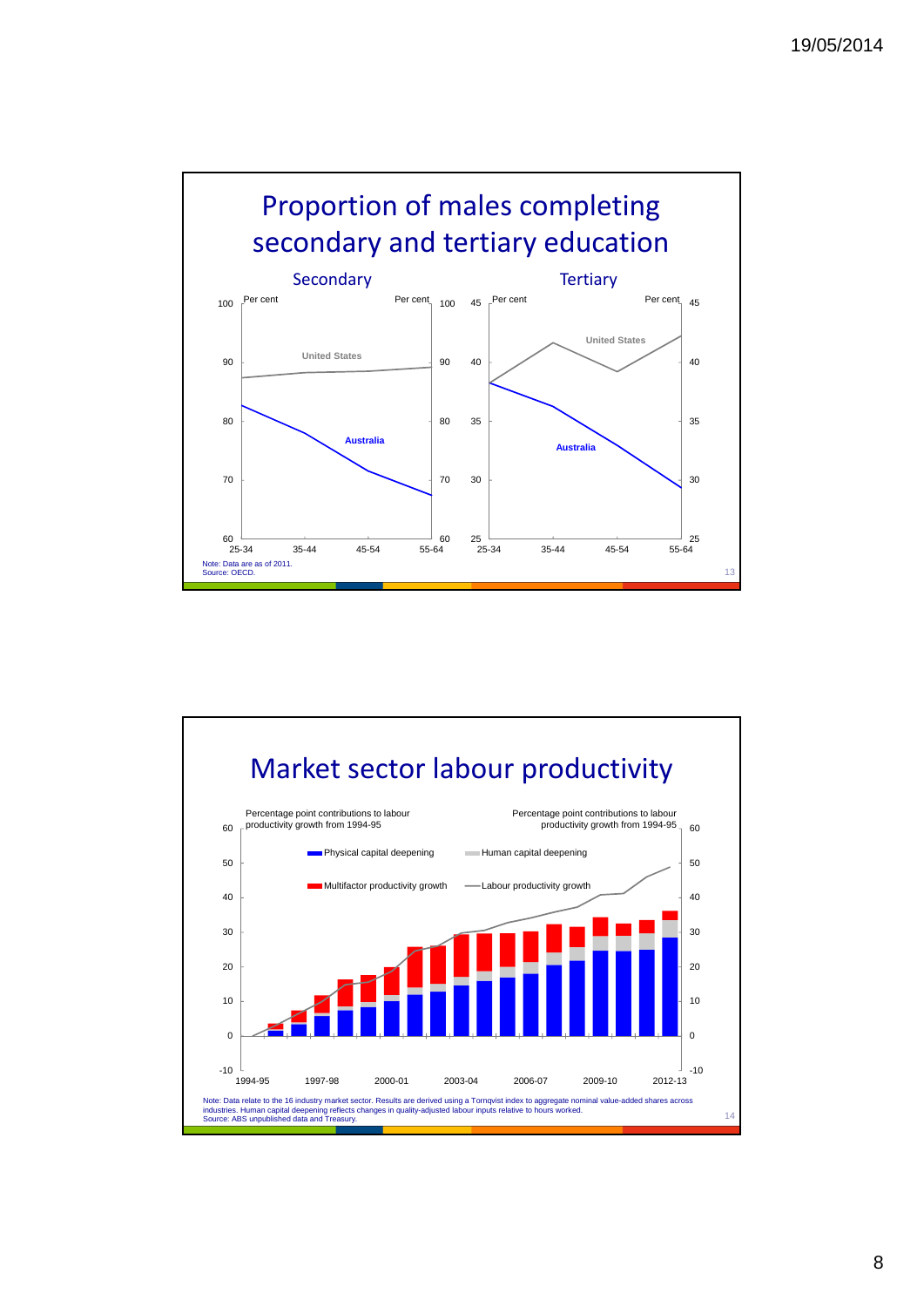## Proportion of males completing secondary and tertiary education

### Secondary

Per cent (left axis 60–100) / Per cent (right axis 60–100)

United States

Australia

25-34 | 35-44 | 45-54 | 55-64

### Tertiary

Per cent (left axis 25–45) / Per cent (right axis 25–45)

United States

Australia

25-34 | 35-44 | 45-54 | 55-64

Note: Data are as of 2011.
Source: OECD.

## Market sector labour productivity

Percentage point contributions to labour productivity growth from 1994-95

- Physical capital deepening
- Human capital deepening
- Multifactor productivity growth
- Labour productivity growth

1994-95 | 1997-98 | 2000-01 | 2003-04 | 2006-07 | 2009-10 | 2012-13

Note: Data relate to the 16 industry market sector. Results are derived using a Tornqvist index to aggregate nominal value-added shares across industries. Human capital deepening reflects changes in quality-adjusted labour inputs relative to hours worked.
Source: ABS unpublished data and Treasury.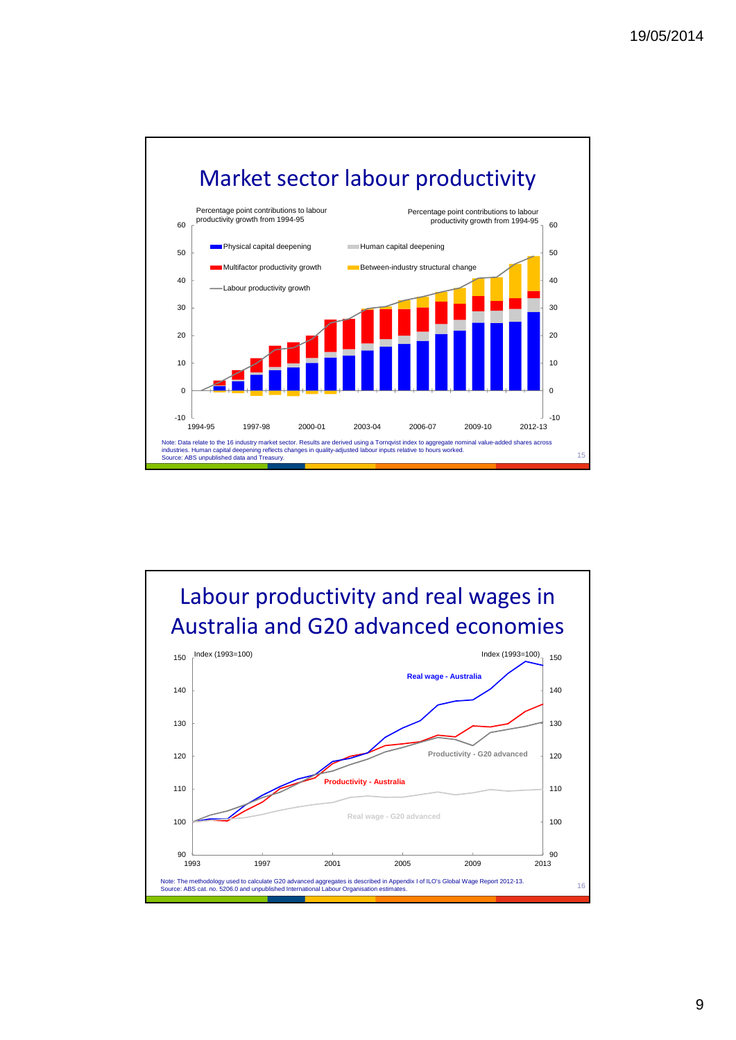## Market sector labour productivity

Percentage point contributions to labour productivity growth from 1994-95

- Physical capital deepening
- Human capital deepening
- Multifactor productivity growth
- Between-industry structural change
- Labour productivity growth

Note: Data relate to the 16 industry market sector. Results are derived using a Tornqvist index to aggregate nominal value-added shares across industries. Human capital deepening reflects changes in quality-adjusted labour inputs relative to hours worked.
Source: ABS unpublished data and Treasury.

## Labour productivity and real wages in Australia and G20 advanced economies

Index (1993=100)

- Real wage - Australia
- Productivity - G20 advanced
- Productivity - Australia
- Real wage - G20 advanced

Note: The methodology used to calculate G20 advanced aggregates is described in Appendix I of ILO's Global Wage Report 2012-13.
Source: ABS cat. no. 5206.0 and unpublished International Labour Organisation estimates.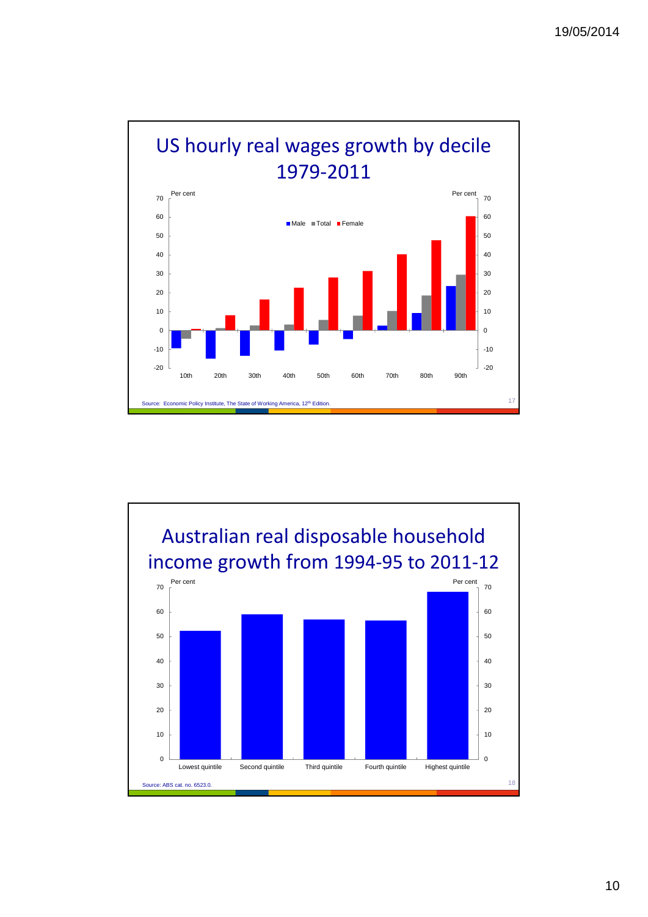## US hourly real wages growth by decile 1979-2011

Per cent

Male | Total | Female

10th, 20th, 30th, 40th, 50th, 60th, 70th, 80th, 90th

Source: Economic Policy Institute, The State of Working America, 12th Edition.

## Australian real disposable household income growth from 1994-95 to 2011-12

Per cent

Lowest quintile, Second quintile, Third quintile, Fourth quintile, Highest quintile

Source: ABS cat. no. 6523.0.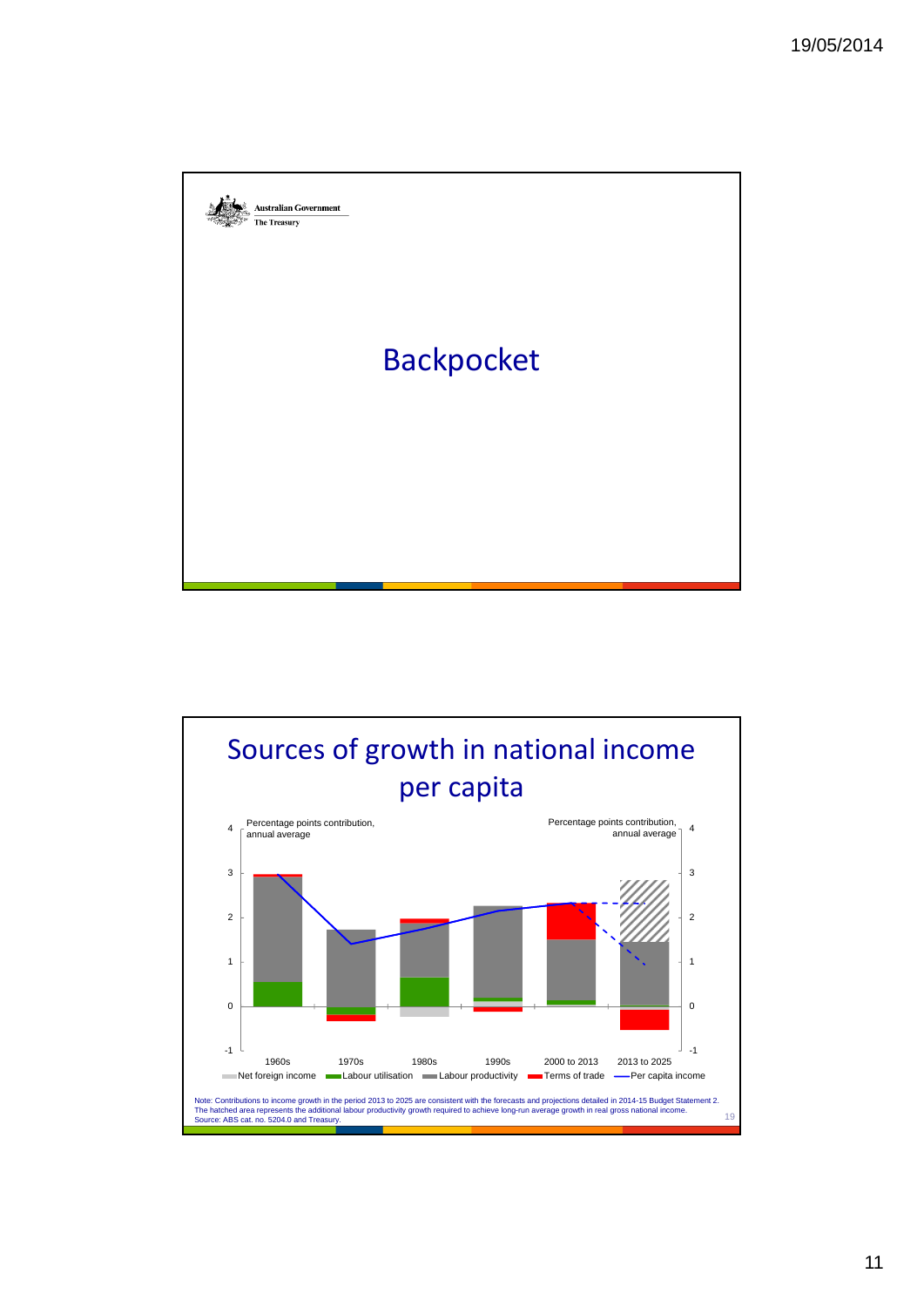Australian Government
The Treasury

# Backpocket

# Sources of growth in national income per capita

Percentage points contribution, annual average

| | 1960s | 1970s | 1980s | 1990s | 2000 to 2013 | 2013 to 2025 |
|---|---|---|---|---|---|---|

Net foreign income | Labour utilisation | Labour productivity | Terms of trade | Per capita income

Note: Contributions to income growth in the period 2013 to 2025 are consistent with the forecasts and projections detailed in 2014-15 Budget Statement 2. The hatched area represents the additional labour productivity growth required to achieve long-run average growth in real gross national income.
Source: ABS cat. no. 5204.0 and Treasury.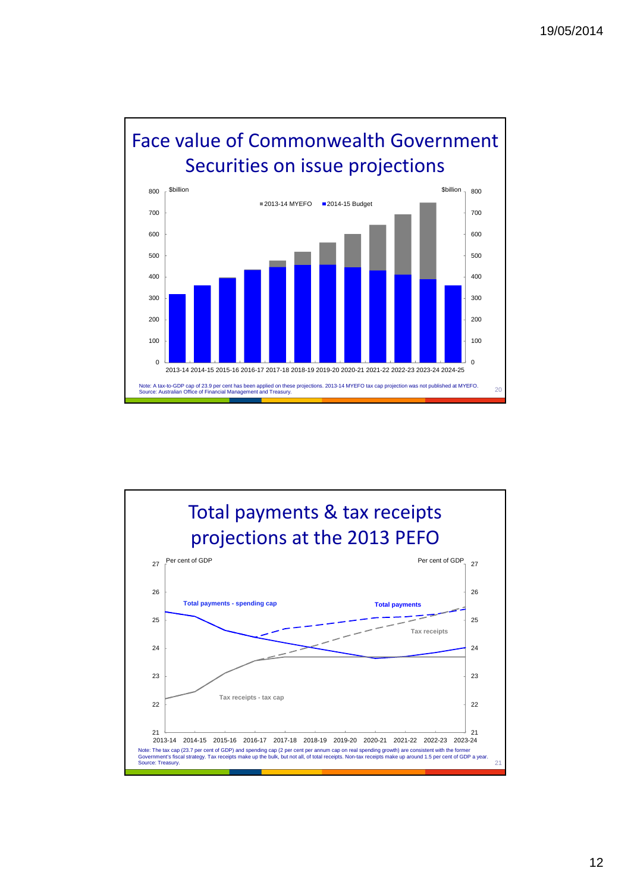## Face value of Commonwealth Government Securities on issue projections

$billion

■ 2013-14 MYEFO ■ 2014-15 Budget

2013-14 2014-15 2015-16 2016-17 2017-18 2018-19 2019-20 2020-21 2021-22 2022-23 2023-24 2024-25

Note: A tax-to-GDP cap of 23.9 per cent has been applied on these projections. 2013-14 MYEFO tax cap projection was not published at MYEFO.
Source: Australian Office of Financial Management and Treasury.

## Total payments & tax receipts projections at the 2013 PEFO

Per cent of GDP

Total payments - spending cap

Total payments

Tax receipts

Tax receipts - tax cap

2013-14 2014-15 2015-16 2016-17 2017-18 2018-19 2019-20 2020-21 2021-22 2022-23 2023-24

Note: The tax cap (23.7 per cent of GDP) and spending cap (2 per cent per annum cap on real spending growth) are consistent with the former Government's fiscal strategy. Tax receipts make up the bulk, but not all, of total receipts. Non-tax receipts make up around 1.5 per cent of GDP a year.
Source: Treasury.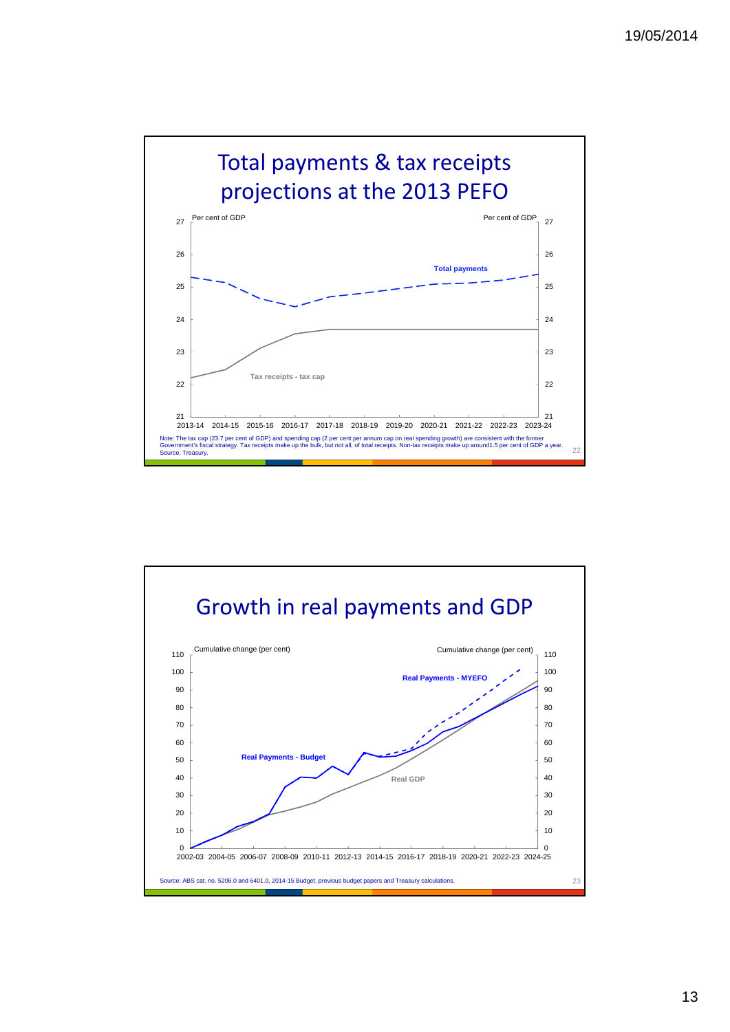## Total payments & tax receipts projections at the 2013 PEFO

Per cent of GDP

Total payments

Tax receipts - tax cap

2013-14 2014-15 2015-16 2016-17 2017-18 2018-19 2019-20 2020-21 2021-22 2022-23 2023-24

Note: The tax cap (23.7 per cent of GDP) and spending cap (2 per cent per annum cap on real spending growth) are consistent with the former Government's fiscal strategy. Tax receipts make up the bulk, but not all, of total receipts. Non-tax receipts make up around1.5 per cent of GDP a year.
Source: Treasury.

## Growth in real payments and GDP

Cumulative change (per cent)

Real Payments - MYEFO

Real Payments - Budget

Real GDP

2002-03 2004-05 2006-07 2008-09 2010-11 2012-13 2014-15 2016-17 2018-19 2020-21 2022-23 2024-25

Source: ABS cat. no. 5206.0 and 6401.0, 2014-15 Budget, previous budget papers and Treasury calculations.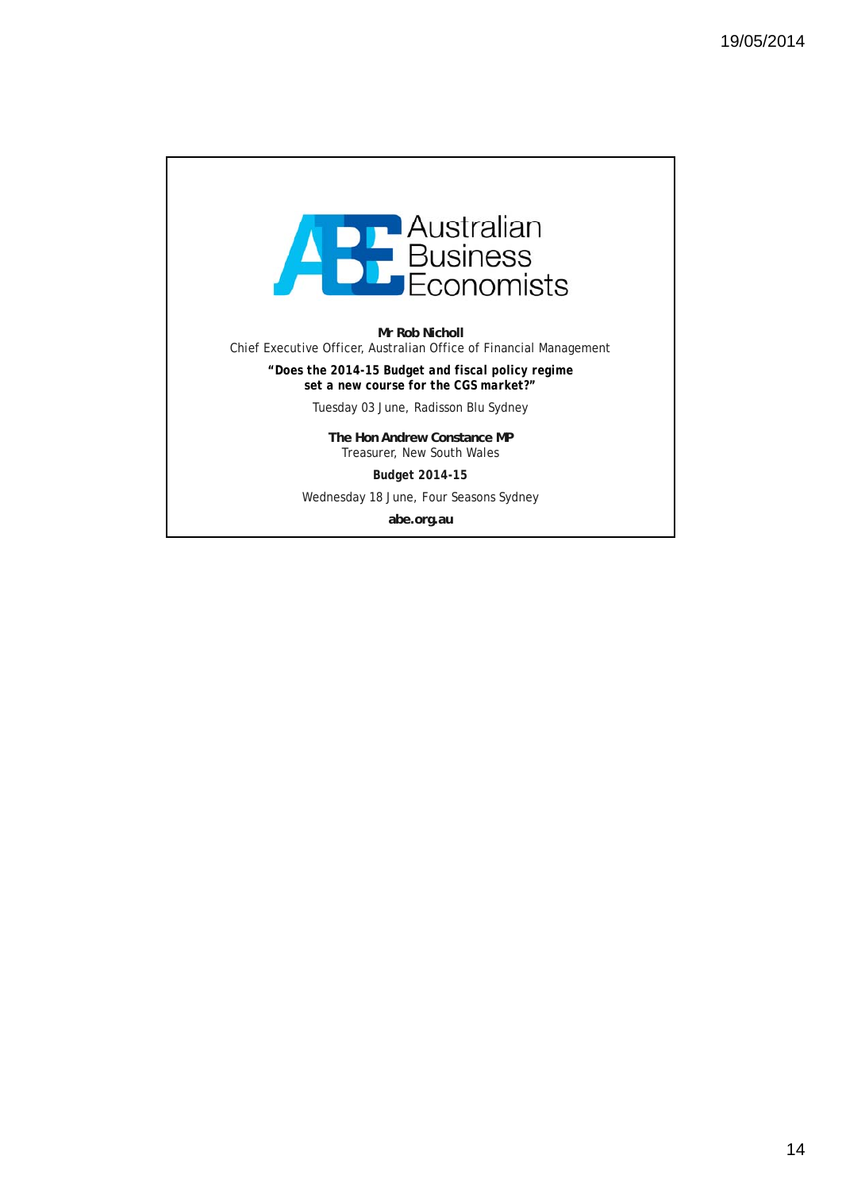Australian Business Economists

**Mr Rob Nicholl**
Chief Executive Officer, Australian Office of Financial Management

***"Does the 2014-15 Budget and fiscal policy regime set a new course for the CGS market?"***

Tuesday 03 June, Radisson Blu Sydney

**The Hon Andrew Constance MP**
Treasurer, New South Wales

**Budget 2014-15**

Wednesday 18 June, Four Seasons Sydney

**abe.org.au**